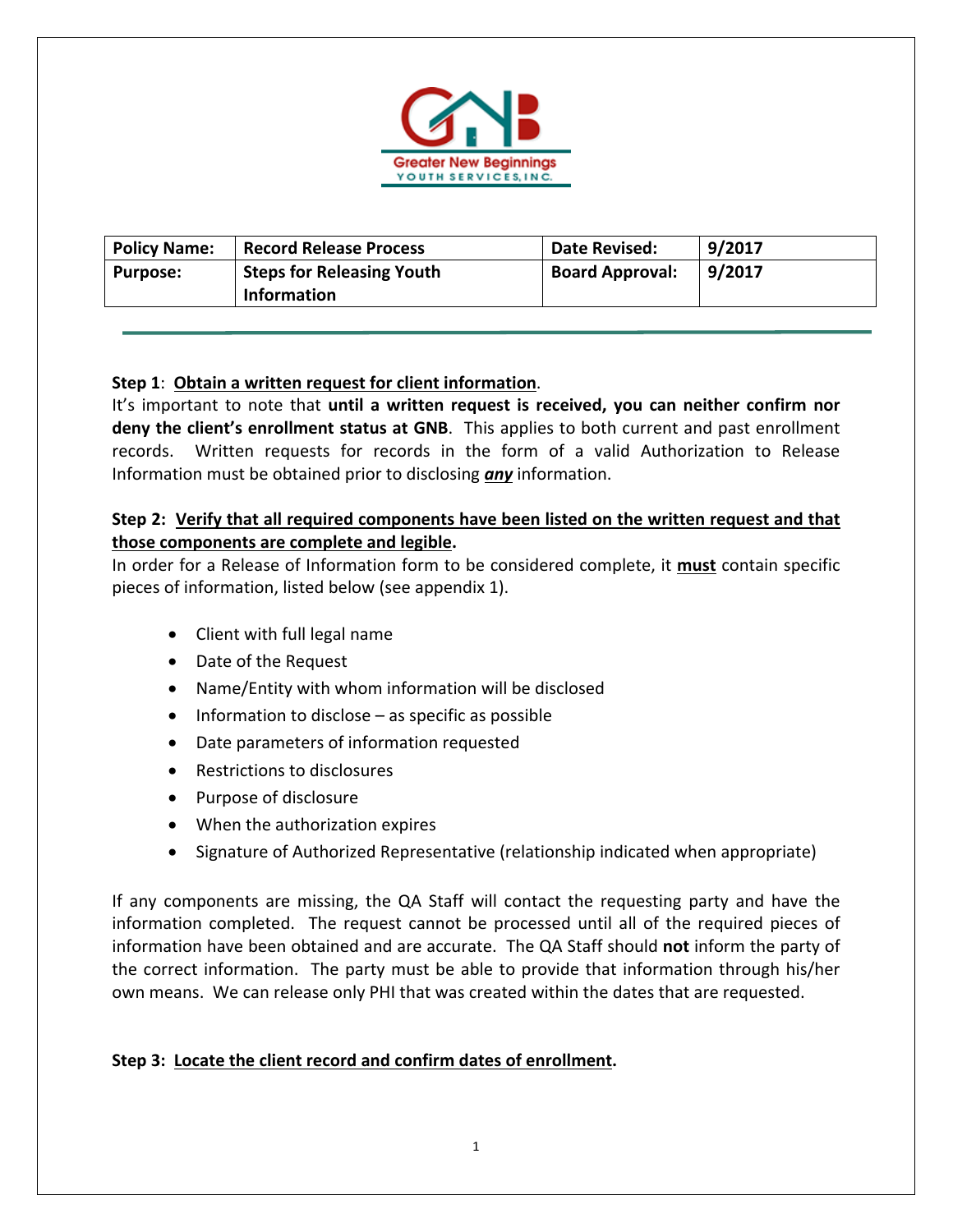| Policy Name: | Record Release Process | Date Revised: | 9/2017 |
|---|---|---|---|
| Purpose: | Steps for Releasing Youth Information | Board Approval: | 9/2017 |

**Step 1**: **Obtain a written request for client information**.

It's important to note that **until a written request is received, you can neither confirm nor deny the client's enrollment status at GNB**. This applies to both current and past enrollment records. Written requests for records in the form of a valid Authorization to Release Information must be obtained prior to disclosing ***any*** information.

**Step 2: Verify that all required components have been listed on the written request and that those components are complete and legible.**

In order for a Release of Information form to be considered complete, it **must** contain specific pieces of information, listed below (see appendix 1).

- Client with full legal name
- Date of the Request
- Name/Entity with whom information will be disclosed
- Information to disclose – as specific as possible
- Date parameters of information requested
- Restrictions to disclosures
- Purpose of disclosure
- When the authorization expires
- Signature of Authorized Representative (relationship indicated when appropriate)

If any components are missing, the QA Staff will contact the requesting party and have the information completed. The request cannot be processed until all of the required pieces of information have been obtained and are accurate. The QA Staff should **not** inform the party of the correct information. The party must be able to provide that information through his/her own means. We can release only PHI that was created within the dates that are requested.

**Step 3: Locate the client record and confirm dates of enrollment.**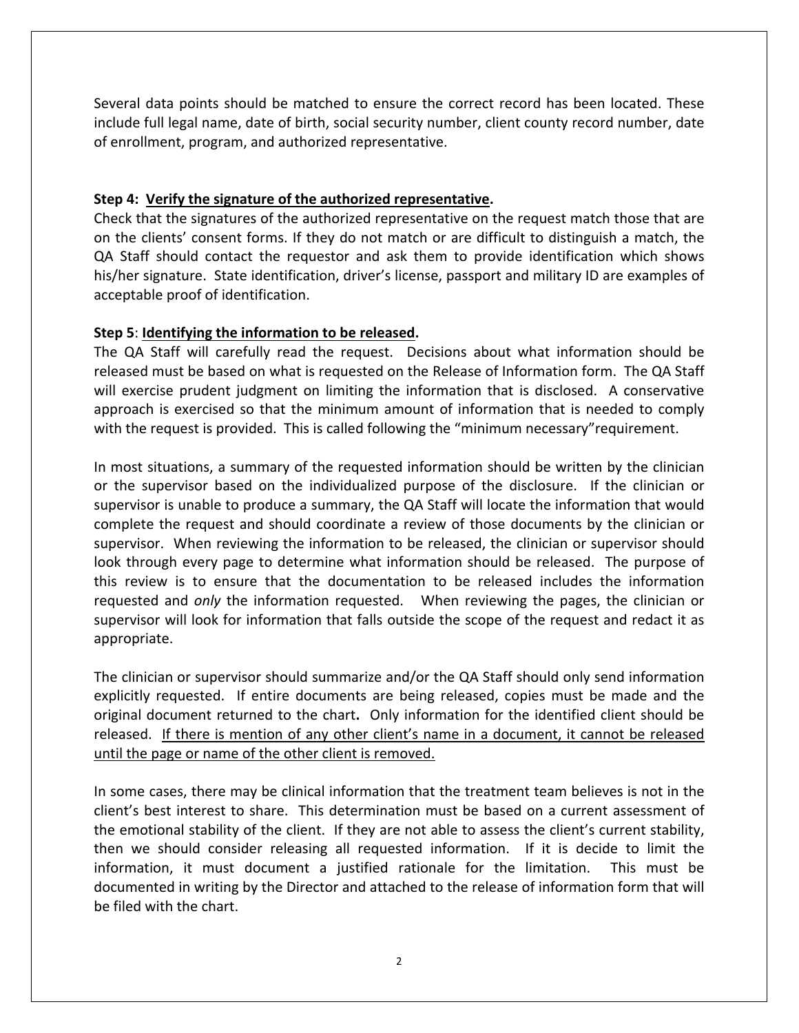Several data points should be matched to ensure the correct record has been located. These include full legal name, date of birth, social security number, client county record number, date of enrollment, program, and authorized representative.

**Step 4: <u>Verify the signature of the authorized representative</u>.**
Check that the signatures of the authorized representative on the request match those that are on the clients' consent forms. If they do not match or are difficult to distinguish a match, the QA Staff should contact the requestor and ask them to provide identification which shows his/her signature. State identification, driver's license, passport and military ID are examples of acceptable proof of identification.

**Step 5**: **<u>Identifying the information to be released</u>.**
The QA Staff will carefully read the request. Decisions about what information should be released must be based on what is requested on the Release of Information form. The QA Staff will exercise prudent judgment on limiting the information that is disclosed. A conservative approach is exercised so that the minimum amount of information that is needed to comply with the request is provided. This is called following the "minimum necessary"requirement.

In most situations, a summary of the requested information should be written by the clinician or the supervisor based on the individualized purpose of the disclosure. If the clinician or supervisor is unable to produce a summary, the QA Staff will locate the information that would complete the request and should coordinate a review of those documents by the clinician or supervisor. When reviewing the information to be released, the clinician or supervisor should look through every page to determine what information should be released. The purpose of this review is to ensure that the documentation to be released includes the information requested and *only* the information requested. When reviewing the pages, the clinician or supervisor will look for information that falls outside the scope of the request and redact it as appropriate.

The clinician or supervisor should summarize and/or the QA Staff should only send information explicitly requested. If entire documents are being released, copies must be made and the original document returned to the chart**.** Only information for the identified client should be released. <u>If there is mention of any other client's name in a document, it cannot be released until the page or name of the other client is removed.</u>

In some cases, there may be clinical information that the treatment team believes is not in the client's best interest to share. This determination must be based on a current assessment of the emotional stability of the client. If they are not able to assess the client's current stability, then we should consider releasing all requested information. If it is decide to limit the information, it must document a justified rationale for the limitation. This must be documented in writing by the Director and attached to the release of information form that will be filed with the chart.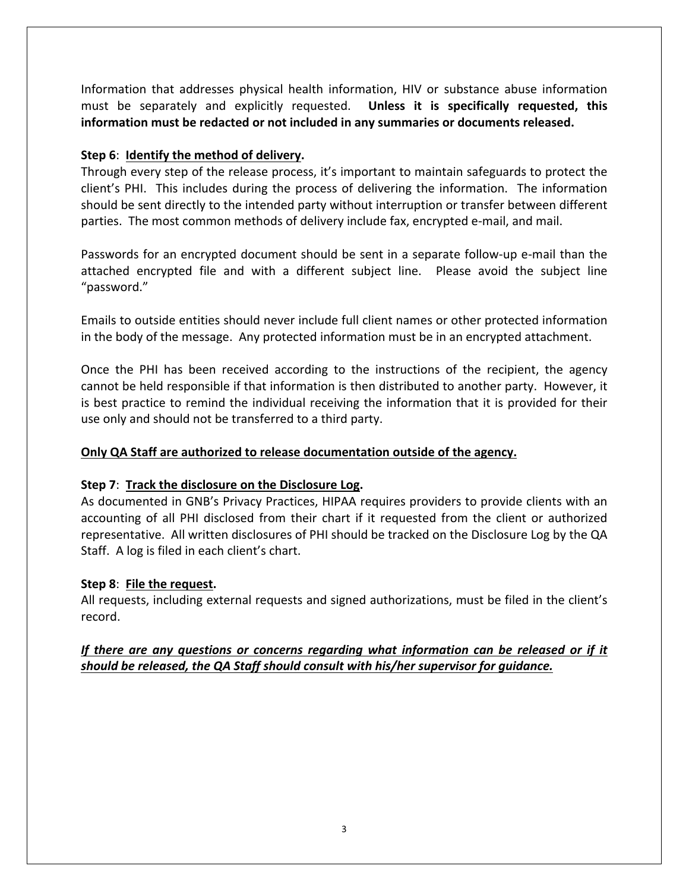Information that addresses physical health information, HIV or substance abuse information must be separately and explicitly requested. **Unless it is specifically requested, this information must be redacted or not included in any summaries or documents released.**

**Step 6**: **<u>Identify the method of delivery</u>.**

Through every step of the release process, it's important to maintain safeguards to protect the client's PHI. This includes during the process of delivering the information. The information should be sent directly to the intended party without interruption or transfer between different parties. The most common methods of delivery include fax, encrypted e-mail, and mail.

Passwords for an encrypted document should be sent in a separate follow-up e-mail than the attached encrypted file and with a different subject line. Please avoid the subject line "password."

Emails to outside entities should never include full client names or other protected information in the body of the message. Any protected information must be in an encrypted attachment.

Once the PHI has been received according to the instructions of the recipient, the agency cannot be held responsible if that information is then distributed to another party. However, it is best practice to remind the individual receiving the information that it is provided for their use only and should not be transferred to a third party.

**<u>Only QA Staff are authorized to release documentation outside of the agency.</u>**

**Step 7**: **<u>Track the disclosure on the Disclosure Log</u>.**

As documented in GNB's Privacy Practices, HIPAA requires providers to provide clients with an accounting of all PHI disclosed from their chart if it requested from the client or authorized representative. All written disclosures of PHI should be tracked on the Disclosure Log by the QA Staff. A log is filed in each client's chart.

**Step 8**: **<u>File the request</u>.**

All requests, including external requests and signed authorizations, must be filed in the client's record.

***<u>If there are any questions or concerns regarding what information can be released or if it should be released, the QA Staff should consult with his/her supervisor for guidance.</u>***